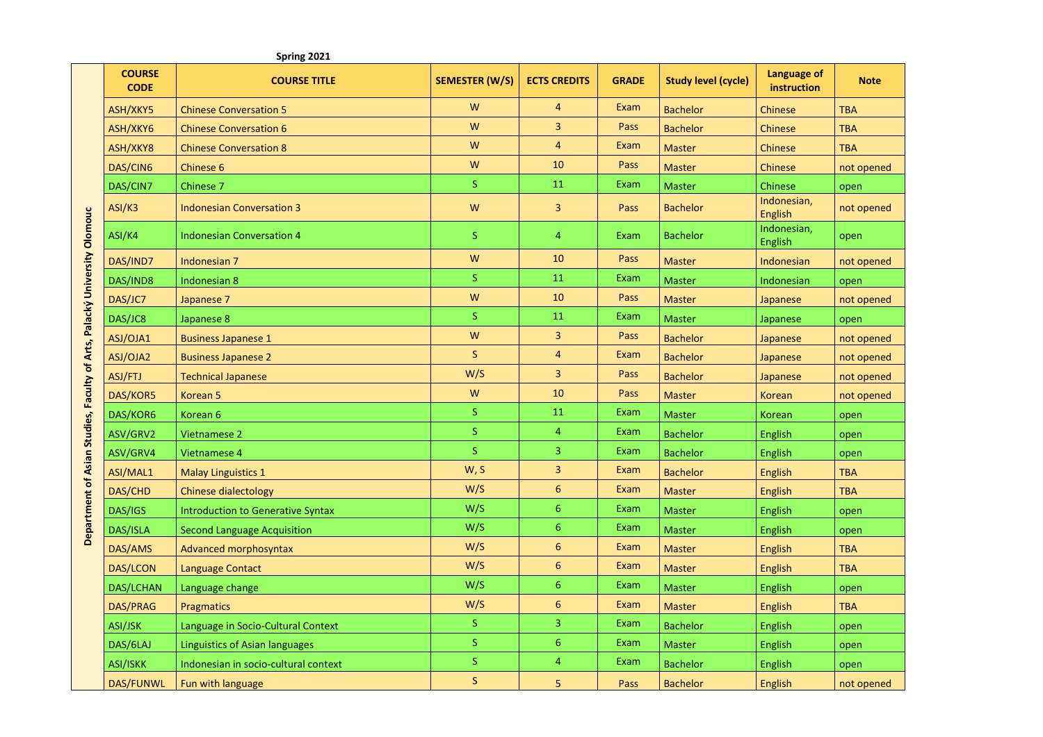**Spring 2021**

| | COURSE CODE | COURSE TITLE | SEMESTER (W/S) | ECTS CREDITS | GRADE | Study level (cycle) | Language of instruction | Note |
|---|---|---|---|---|---|---|---|---|
| Department of Asian Studies, Faculty of Arts, Palacký University Olomouc | ASH/XKY5 | Chinese Conversation 5 | W | 4 | Exam | Bachelor | Chinese | TBA |
| | ASH/XKY6 | Chinese Conversation 6 | W | 3 | Pass | Bachelor | Chinese | TBA |
| | ASH/XKY8 | Chinese Conversation 8 | W | 4 | Exam | Master | Chinese | TBA |
| | DAS/CIN6 | Chinese 6 | W | 10 | Pass | Master | Chinese | not opened |
| | DAS/CIN7 | Chinese 7 | S | 11 | Exam | Master | Chinese | open |
| | ASI/K3 | Indonesian Conversation 3 | W | 3 | Pass | Bachelor | Indonesian, English | not opened |
| | ASI/K4 | Indonesian Conversation 4 | S | 4 | Exam | Bachelor | Indonesian, English | open |
| | DAS/IND7 | Indonesian 7 | W | 10 | Pass | Master | Indonesian | not opened |
| | DAS/IND8 | Indonesian 8 | S | 11 | Exam | Master | Indonesian | open |
| | DAS/JC7 | Japanese 7 | W | 10 | Pass | Master | Japanese | not opened |
| | DAS/JC8 | Japanese 8 | S | 11 | Exam | Master | Japanese | open |
| | ASJ/OJA1 | Business Japanese 1 | W | 3 | Pass | Bachelor | Japanese | not opened |
| | ASJ/OJA2 | Business Japanese 2 | S | 4 | Exam | Bachelor | Japanese | not opened |
| | ASJ/FTJ | Technical Japanese | W/S | 3 | Pass | Bachelor | Japanese | not opened |
| | DAS/KOR5 | Korean 5 | W | 10 | Pass | Master | Korean | not opened |
| | DAS/KOR6 | Korean 6 | S | 11 | Exam | Master | Korean | open |
| | ASV/GRV2 | Vietnamese 2 | S | 4 | Exam | Bachelor | English | open |
| | ASV/GRV4 | Vietnamese 4 | S | 3 | Exam | Bachelor | English | open |
| | ASI/MAL1 | Malay Linguistics 1 | W, S | 3 | Exam | Bachelor | English | TBA |
| | DAS/CHD | Chinese dialectology | W/S | 6 | Exam | Master | English | TBA |
| | DAS/IGS | Introduction to Generative Syntax | W/S | 6 | Exam | Master | English | open |
| | DAS/ISLA | Second Language Acquisition | W/S | 6 | Exam | Master | English | open |
| | DAS/AMS | Advanced morphosyntax | W/S | 6 | Exam | Master | English | TBA |
| | DAS/LCON | Language Contact | W/S | 6 | Exam | Master | English | TBA |
| | DAS/LCHAN | Language change | W/S | 6 | Exam | Master | English | open |
| | DAS/PRAG | Pragmatics | W/S | 6 | Exam | Master | English | TBA |
| | ASI/JSK | Language in Socio-Cultural Context | S | 3 | Exam | Bachelor | English | open |
| | DAS/6LAJ | Linguistics of Asian languages | S | 6 | Exam | Master | English | open |
| | ASI/ISKK | Indonesian in socio-cultural context | S | 4 | Exam | Bachelor | English | open |
| | DAS/FUNWL | Fun with language | S | 5 | Pass | Bachelor | English | not opened |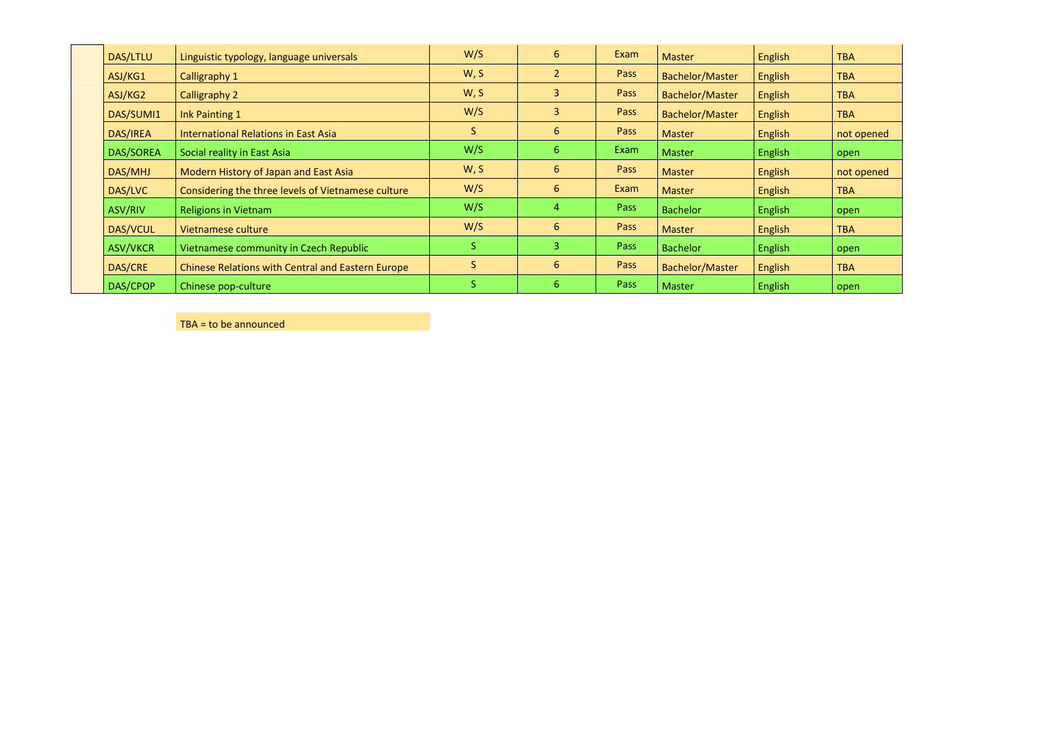| | | | | | | | | |
|---|---|---|---|---|---|---|---|---|
| | DAS/LTLU | Linguistic typology, language universals | W/S | 6 | Exam | Master | English | TBA |
| | ASJ/KG1 | Calligraphy 1 | W, S | 2 | Pass | Bachelor/Master | English | TBA |
| | ASJ/KG2 | Calligraphy 2 | W, S | 3 | Pass | Bachelor/Master | English | TBA |
| | DAS/SUMI1 | Ink Painting 1 | W/S | 3 | Pass | Bachelor/Master | English | TBA |
| | DAS/IREA | International Relations in East Asia | S | 6 | Pass | Master | English | not opened |
| | DAS/SOREA | Social reality in East Asia | W/S | 6 | Exam | Master | English | open |
| | DAS/MHJ | Modern History of Japan and East Asia | W, S | 6 | Pass | Master | English | not opened |
| | DAS/LVC | Considering the three levels of Vietnamese culture | W/S | 6 | Exam | Master | English | TBA |
| | ASV/RIV | Religions in Vietnam | W/S | 4 | Pass | Bachelor | English | open |
| | DAS/VCUL | Vietnamese culture | W/S | 6 | Pass | Master | English | TBA |
| | ASV/VKCR | Vietnamese community in Czech Republic | S | 3 | Pass | Bachelor | English | open |
| | DAS/CRE | Chinese Relations with Central and Eastern Europe | S | 6 | Pass | Bachelor/Master | English | TBA |
| | DAS/CPOP | Chinese pop-culture | S | 6 | Pass | Master | English | open |

TBA = to be announced